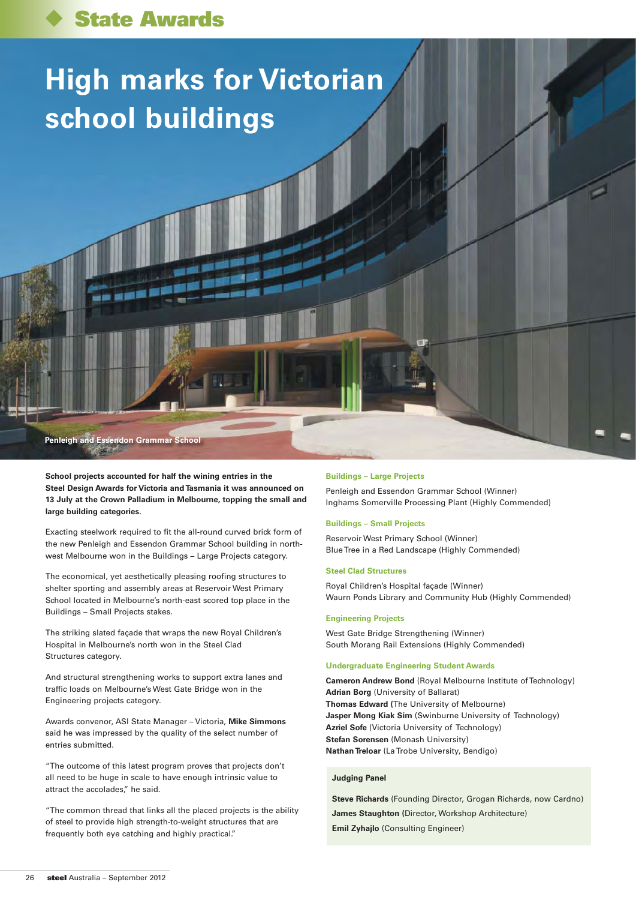# State Awards

## High marks for Victorian school buildings

Penleigh and Essendon Grammar School

**School projects accounted for half the wining entries in the Steel Design Awards for Victoria and Tasmania it was announced on 13 July at the Crown Palladium in Melbourne, topping the small and large building categories.**

Exacting steelwork required to fit the all-round curved brick form of the new Penleigh and Essendon Grammar School building in north-west Melbourne won in the Buildings – Large Projects category.

The economical, yet aesthetically pleasing roofing structures to shelter sporting and assembly areas at Reservoir West Primary School located in Melbourne's north-east scored top place in the Buildings – Small Projects stakes.

The striking slated façade that wraps the new Royal Children's Hospital in Melbourne's north won in the Steel Clad Structures category.

And structural strengthening works to support extra lanes and traffic loads on Melbourne's West Gate Bridge won in the Engineering projects category.

Awards convenor, ASI State Manager – Victoria, **Mike Simmons** said he was impressed by the quality of the select number of entries submitted.

"The outcome of this latest program proves that projects don't all need to be huge in scale to have enough intrinsic value to attract the accolades," he said.

"The common thread that links all the placed projects is the ability of steel to provide high strength-to-weight structures that are frequently both eye catching and highly practical."

### Buildings – Large Projects

Penleigh and Essendon Grammar School (Winner)
Inghams Somerville Processing Plant (Highly Commended)

### Buildings – Small Projects

Reservoir West Primary School (Winner)
Blue Tree in a Red Landscape (Highly Commended)

### Steel Clad Structures

Royal Children's Hospital façade (Winner)
Waurn Ponds Library and Community Hub (Highly Commended)

### Engineering Projects

West Gate Bridge Strengthening (Winner)
South Morang Rail Extensions (Highly Commended)

### Undergraduate Engineering Student Awards

**Cameron Andrew Bond** (Royal Melbourne Institute of Technology)
**Adrian Borg** (University of Ballarat)
**Thomas Edward** (The University of Melbourne)
**Jasper Mong Kiak Sim** (Swinburne University of Technology)
**Azriel Sofe** (Victoria University of Technology)
**Stefan Sorensen** (Monash University)
**Nathan Treloar** (La Trobe University, Bendigo)

**Judging Panel**

**Steve Richards** (Founding Director, Grogan Richards, now Cardno)
**James Staughton** (Director, Workshop Architecture)
**Emil Zyhajlo** (Consulting Engineer)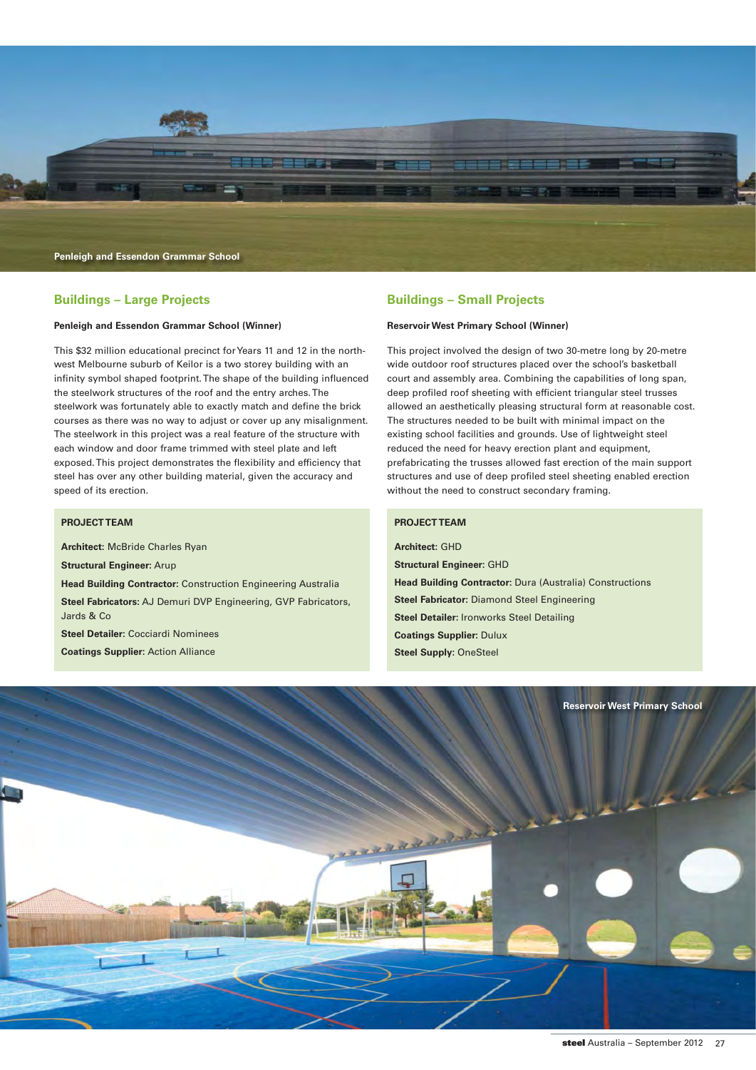Penleigh and Essendon Grammar School

## Buildings – Large Projects

**Penleigh and Essendon Grammar School (Winner)**

This $32 million educational precinct for Years 11 and 12 in the north-west Melbourne suburb of Keilor is a two storey building with an infinity symbol shaped footprint. The shape of the building influenced the steelwork structures of the roof and the entry arches. The steelwork was fortunately able to exactly match and define the brick courses as there was no way to adjust or cover up any misalignment. The steelwork in this project was a real feature of the structure with each window and door frame trimmed with steel plate and left exposed. This project demonstrates the flexibility and efficiency that steel has over any other building material, given the accuracy and speed of its erection.

**PROJECT TEAM**

**Architect:** McBride Charles Ryan

**Structural Engineer:** Arup

**Head Building Contractor:** Construction Engineering Australia

**Steel Fabricators:** AJ Demuri DVP Engineering, GVP Fabricators, Jards & Co

**Steel Detailer:** Cocciardi Nominees

**Coatings Supplier:** Action Alliance

## Buildings – Small Projects

**Reservoir West Primary School (Winner)**

This project involved the design of two 30-metre long by 20-metre wide outdoor roof structures placed over the school's basketball court and assembly area. Combining the capabilities of long span, deep profiled roof sheeting with efficient triangular steel trusses allowed an aesthetically pleasing structural form at reasonable cost. The structures needed to be built with minimal impact on the existing school facilities and grounds. Use of lightweight steel reduced the need for heavy erection plant and equipment, prefabricating the trusses allowed fast erection of the main support structures and use of deep profiled steel sheeting enabled erection without the need to construct secondary framing.

**PROJECT TEAM**

**Architect:** GHD

**Structural Engineer:** GHD

**Head Building Contractor:** Dura (Australia) Constructions

**Steel Fabricator:** Diamond Steel Engineering

**Steel Detailer:** Ironworks Steel Detailing

**Coatings Supplier:** Dulux

**Steel Supply:** OneSteel

Reservoir West Primary School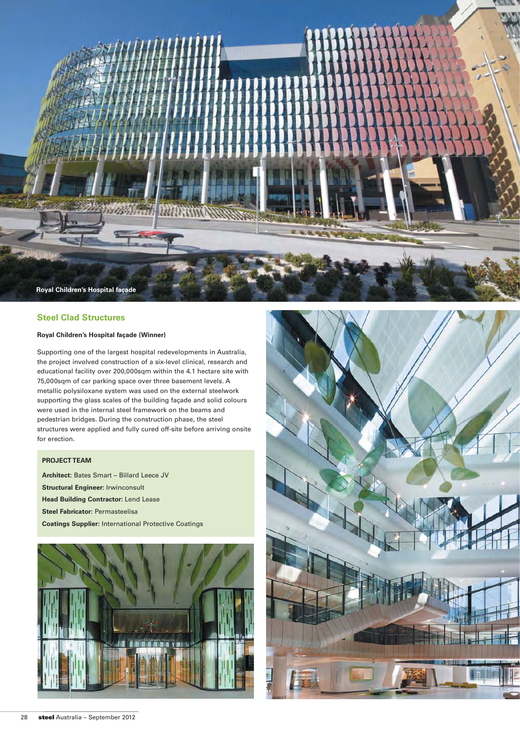Royal Children's Hospital façade

## Steel Clad Structures

**Royal Children's Hospital façade (Winner)**

Supporting one of the largest hospital redevelopments in Australia, the project involved construction of a six-level clinical, research and educational facility over 200,000sqm within the 4.1 hectare site with 75,000sqm of car parking space over three basement levels. A metallic polysiloxane system was used on the external steelwork supporting the glass scales of the building façade and solid colours were used in the internal steel framework on the beams and pedestrian bridges. During the construction phase, the steel structures were applied and fully cured off-site before arriving onsite for erection.

**PROJECT TEAM**

**Architect:** Bates Smart – Billard Leece JV

**Structural Engineer:** Irwinconsult

**Head Building Contractor:** Lend Lease

**Steel Fabricator:** Permasteelisa

**Coatings Supplier:** International Protective Coatings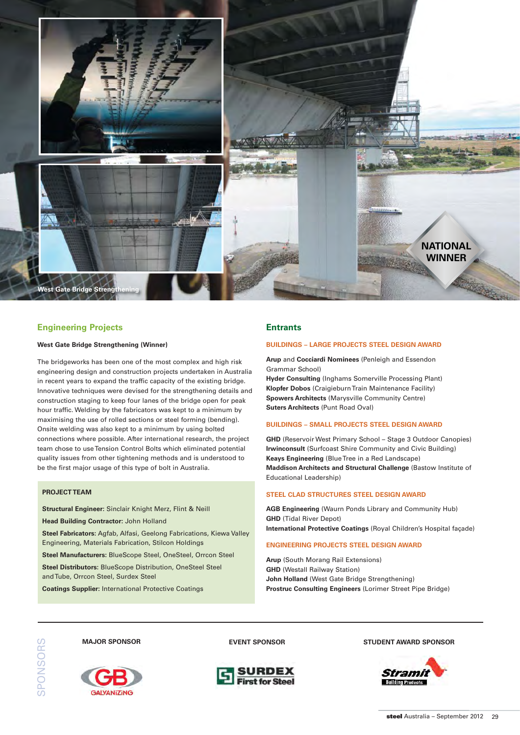West Gate Bridge Strengthening

NATIONAL WINNER

## Engineering Projects

**West Gate Bridge Strengthening (Winner)**

The bridgeworks has been one of the most complex and high risk engineering design and construction projects undertaken in Australia in recent years to expand the traffic capacity of the existing bridge. Innovative techniques were devised for the strengthening details and construction staging to keep four lanes of the bridge open for peak hour traffic. Welding by the fabricators was kept to a minimum by maximising the use of rolled sections or steel forming (bending). Onsite welding was also kept to a minimum by using bolted connections where possible. After international research, the project team chose to use Tension Control Bolts which eliminated potential quality issues from other tightening methods and is understood to be the first major usage of this type of bolt in Australia.

### PROJECT TEAM

**Structural Engineer:** Sinclair Knight Merz, Flint & Neill

**Head Building Contractor:** John Holland

**Steel Fabricators:** Agfab, Alfasi, Geelong Fabrications, Kiewa Valley Engineering, Materials Fabrication, Stilcon Holdings

**Steel Manufacturers:** BlueScope Steel, OneSteel, Orrcon Steel

**Steel Distributors:** BlueScope Distribution, OneSteel Steel and Tube, Orrcon Steel, Surdex Steel

**Coatings Supplier:** International Protective Coatings

## Entrants

### BUILDINGS – LARGE PROJECTS STEEL DESIGN AWARD

**Arup** and **Cocciardi Nominees** (Penleigh and Essendon Grammar School)
**Hyder Consulting** (Inghams Somerville Processing Plant)
**Klopfer Dobos** (Craigieburn Train Maintenance Facility)
**Spowers Architects** (Marysville Community Centre)
**Suters Architects** (Punt Road Oval)

### BUILDINGS – SMALL PROJECTS STEEL DESIGN AWARD

**GHD** (Reservoir West Primary School – Stage 3 Outdoor Canopies)
**Irwinconsult** (Surfcoast Shire Community and Civic Building)
**Keays Engineering** (Blue Tree in a Red Landscape)
**Maddison Architects and Structural Challenge** (Bastow Institute of Educational Leadership)

### STEEL CLAD STRUCTURES STEEL DESIGN AWARD

**AGB Engineering** (Waurn Ponds Library and Community Hub)
**GHD** (Tidal River Depot)
**International Protective Coatings** (Royal Children's Hospital façade)

### ENGINEERING PROJECTS STEEL DESIGN AWARD

**Arup** (South Morang Rail Extensions)
**GHD** (Westall Railway Station)
**John Holland** (West Gate Bridge Strengthening)
**Prostruc Consulting Engineers** (Lorimer Street Pipe Bridge)

SPONSORS

**MAJOR SPONSOR** GB GALVANIZING

**EVENT SPONSOR** SURDEX First for Steel

**STUDENT AWARD SPONSOR** Stramit Building Products